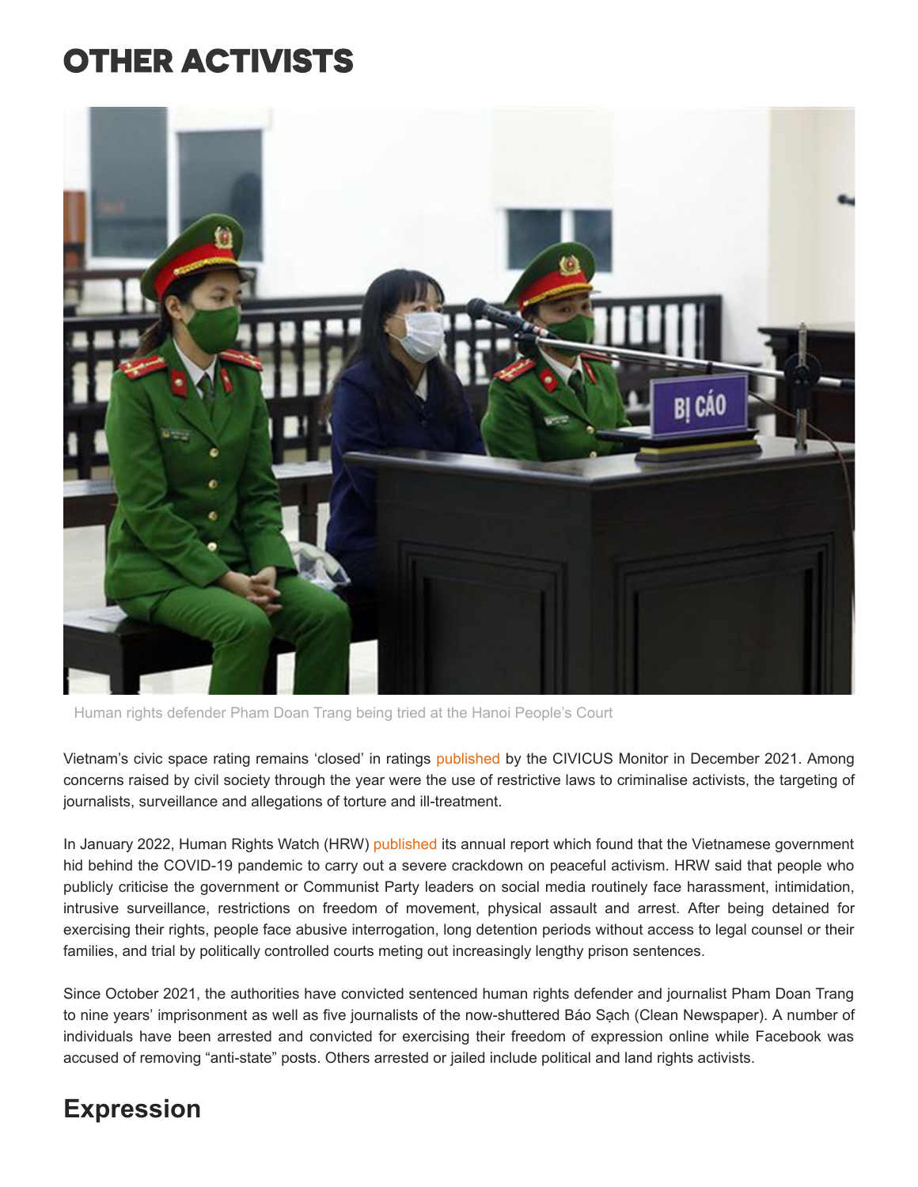# OTHER ACTIVISTS

Human rights defender Pham Doan Trang being tried at the Hanoi People's Court

Vietnam's civic space rating remains 'closed' in ratings published by the CIVICUS Monitor in December 2021. Among concerns raised by civil society through the year were the use of restrictive laws to criminalise activists, the targeting of journalists, surveillance and allegations of torture and ill-treatment.

In January 2022, Human Rights Watch (HRW) published its annual report which found that the Vietnamese government hid behind the COVID-19 pandemic to carry out a severe crackdown on peaceful activism. HRW said that people who publicly criticise the government or Communist Party leaders on social media routinely face harassment, intimidation, intrusive surveillance, restrictions on freedom of movement, physical assault and arrest. After being detained for exercising their rights, people face abusive interrogation, long detention periods without access to legal counsel or their families, and trial by politically controlled courts meting out increasingly lengthy prison sentences.

Since October 2021, the authorities have convicted sentenced human rights defender and journalist Pham Doan Trang to nine years' imprisonment as well as five journalists of the now-shuttered Báo Sạch (Clean Newspaper). A number of individuals have been arrested and convicted for exercising their freedom of expression online while Facebook was accused of removing "anti-state" posts. Others arrested or jailed include political and land rights activists.

## Expression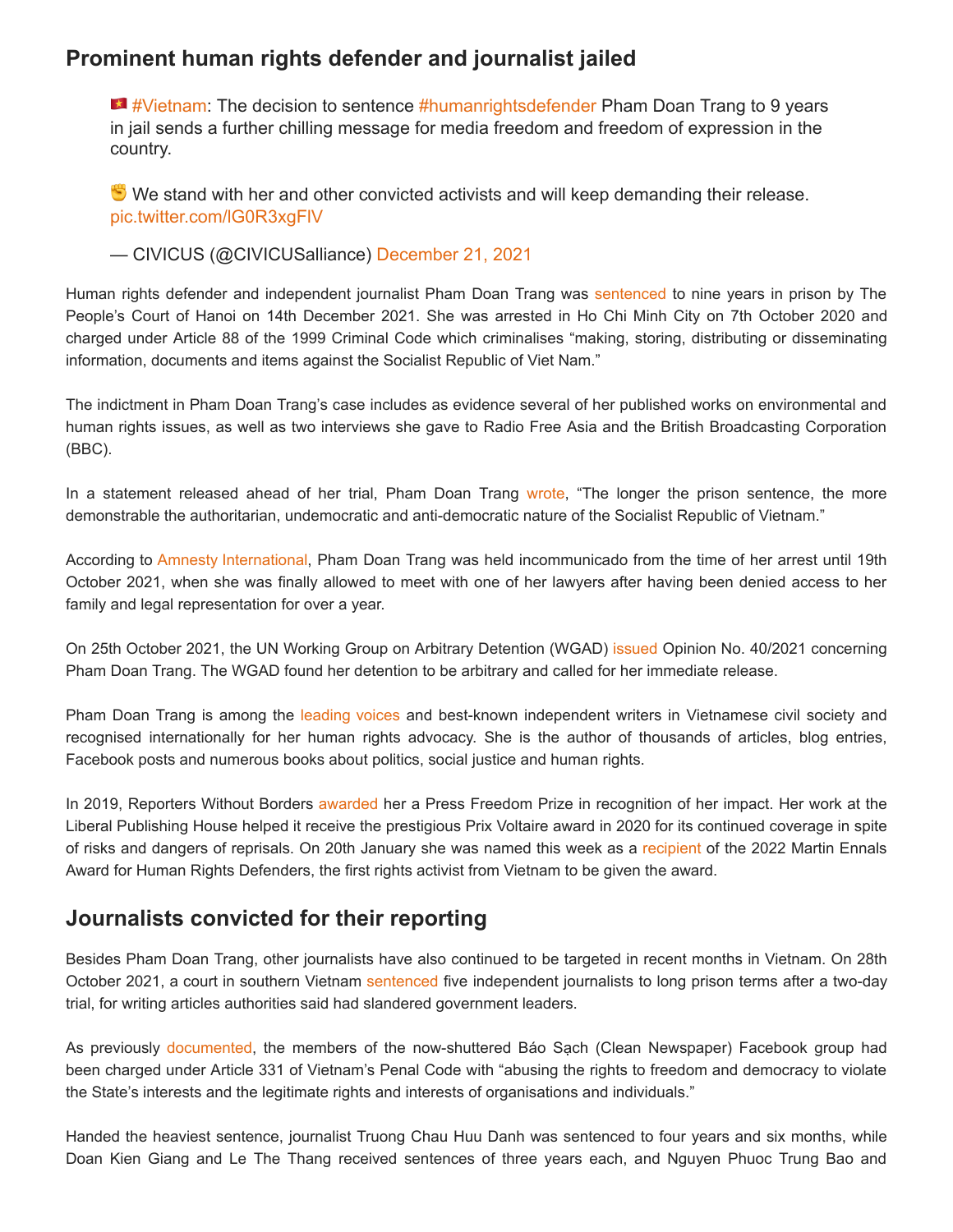## Prominent human rights defender and journalist jailed

> 🇻🇳 #Vietnam: The decision to sentence #humanrightsdefender Pham Doan Trang to 9 years in jail sends a further chilling message for media freedom and freedom of expression in the country.
>
> ✊ We stand with her and other convicted activists and will keep demanding their release. pic.twitter.com/lG0R3xgFlV
>
> — CIVICUS (@CIVICUSalliance) December 21, 2021

Human rights defender and independent journalist Pham Doan Trang was sentenced to nine years in prison by The People's Court of Hanoi on 14th December 2021. She was arrested in Ho Chi Minh City on 7th October 2020 and charged under Article 88 of the 1999 Criminal Code which criminalises "making, storing, distributing or disseminating information, documents and items against the Socialist Republic of Viet Nam."

The indictment in Pham Doan Trang's case includes as evidence several of her published works on environmental and human rights issues, as well as two interviews she gave to Radio Free Asia and the British Broadcasting Corporation (BBC).

In a statement released ahead of her trial, Pham Doan Trang wrote, "The longer the prison sentence, the more demonstrable the authoritarian, undemocratic and anti-democratic nature of the Socialist Republic of Vietnam."

According to Amnesty International, Pham Doan Trang was held incommunicado from the time of her arrest until 19th October 2021, when she was finally allowed to meet with one of her lawyers after having been denied access to her family and legal representation for over a year.

On 25th October 2021, the UN Working Group on Arbitrary Detention (WGAD) issued Opinion No. 40/2021 concerning Pham Doan Trang. The WGAD found her detention to be arbitrary and called for her immediate release.

Pham Doan Trang is among the leading voices and best-known independent writers in Vietnamese civil society and recognised internationally for her human rights advocacy. She is the author of thousands of articles, blog entries, Facebook posts and numerous books about politics, social justice and human rights.

In 2019, Reporters Without Borders awarded her a Press Freedom Prize in recognition of her impact. Her work at the Liberal Publishing House helped it receive the prestigious Prix Voltaire award in 2020 for its continued coverage in spite of risks and dangers of reprisals. On 20th January she was named this week as a recipient of the 2022 Martin Ennals Award for Human Rights Defenders, the first rights activist from Vietnam to be given the award.

## Journalists convicted for their reporting

Besides Pham Doan Trang, other journalists have also continued to be targeted in recent months in Vietnam. On 28th October 2021, a court in southern Vietnam sentenced five independent journalists to long prison terms after a two-day trial, for writing articles authorities said had slandered government leaders.

As previously documented, the members of the now-shuttered Báo Sạch (Clean Newspaper) Facebook group had been charged under Article 331 of Vietnam's Penal Code with "abusing the rights to freedom and democracy to violate the State's interests and the legitimate rights and interests of organisations and individuals."

Handed the heaviest sentence, journalist Truong Chau Huu Danh was sentenced to four years and six months, while Doan Kien Giang and Le The Thang received sentences of three years each, and Nguyen Phuoc Trung Bao and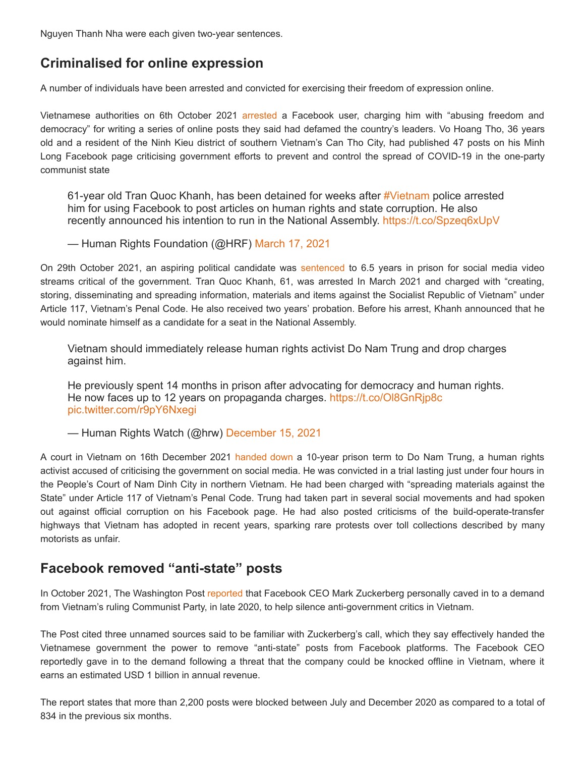Nguyen Thanh Nha were each given two-year sentences.

## Criminalised for online expression

A number of individuals have been arrested and convicted for exercising their freedom of expression online.

Vietnamese authorities on 6th October 2021 arrested a Facebook user, charging him with "abusing freedom and democracy" for writing a series of online posts they said had defamed the country's leaders. Vo Hoang Tho, 36 years old and a resident of the Ninh Kieu district of southern Vietnam's Can Tho City, had published 47 posts on his Minh Long Facebook page criticising government efforts to prevent and control the spread of COVID-19 in the one-party communist state

> 61-year old Tran Quoc Khanh, has been detained for weeks after #Vietnam police arrested him for using Facebook to post articles on human rights and state corruption. He also recently announced his intention to run in the National Assembly. https://t.co/Spzeq6xUpV
>
> — Human Rights Foundation (@HRF) March 17, 2021

On 29th October 2021, an aspiring political candidate was sentenced to 6.5 years in prison for social media video streams critical of the government. Tran Quoc Khanh, 61, was arrested In March 2021 and charged with "creating, storing, disseminating and spreading information, materials and items against the Socialist Republic of Vietnam" under Article 117, Vietnam's Penal Code. He also received two years' probation. Before his arrest, Khanh announced that he would nominate himself as a candidate for a seat in the National Assembly.

> Vietnam should immediately release human rights activist Do Nam Trung and drop charges against him.
>
> He previously spent 14 months in prison after advocating for democracy and human rights. He now faces up to 12 years on propaganda charges. https://t.co/Ol8GnRjp8c pic.twitter.com/r9pY6Nxegi
>
> — Human Rights Watch (@hrw) December 15, 2021

A court in Vietnam on 16th December 2021 handed down a 10-year prison term to Do Nam Trung, a human rights activist accused of criticising the government on social media. He was convicted in a trial lasting just under four hours in the People's Court of Nam Dinh City in northern Vietnam. He had been charged with "spreading materials against the State" under Article 117 of Vietnam's Penal Code. Trung had taken part in several social movements and had spoken out against official corruption on his Facebook page. He had also posted criticisms of the build-operate-transfer highways that Vietnam has adopted in recent years, sparking rare protests over toll collections described by many motorists as unfair.

## Facebook removed "anti-state" posts

In October 2021, The Washington Post reported that Facebook CEO Mark Zuckerberg personally caved in to a demand from Vietnam's ruling Communist Party, in late 2020, to help silence anti-government critics in Vietnam.

The Post cited three unnamed sources said to be familiar with Zuckerberg's call, which they say effectively handed the Vietnamese government the power to remove "anti-state" posts from Facebook platforms. The Facebook CEO reportedly gave in to the demand following a threat that the company could be knocked offline in Vietnam, where it earns an estimated USD 1 billion in annual revenue.

The report states that more than 2,200 posts were blocked between July and December 2020 as compared to a total of 834 in the previous six months.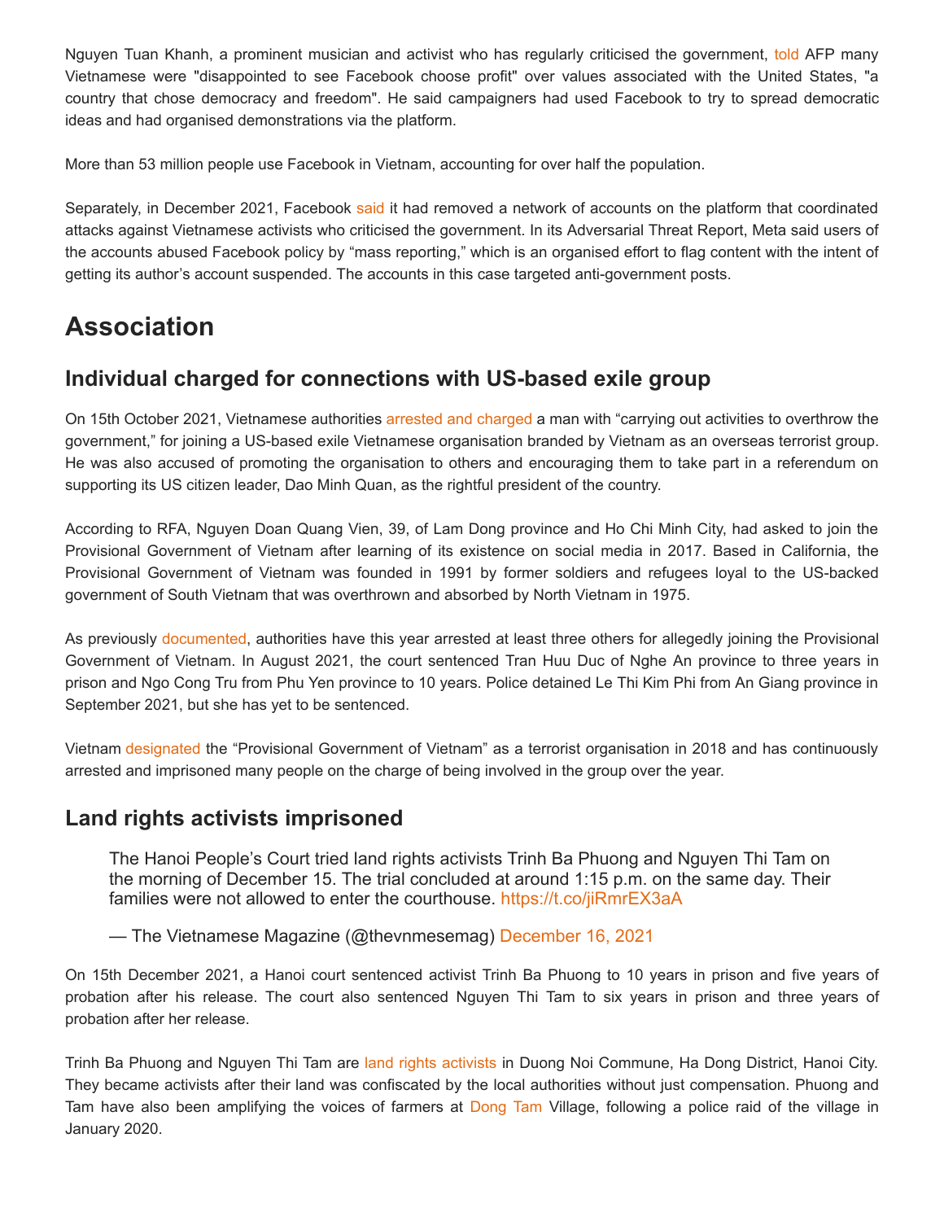Nguyen Tuan Khanh, a prominent musician and activist who has regularly criticised the government, told AFP many Vietnamese were "disappointed to see Facebook choose profit" over values associated with the United States, "a country that chose democracy and freedom". He said campaigners had used Facebook to try to spread democratic ideas and had organised demonstrations via the platform.

More than 53 million people use Facebook in Vietnam, accounting for over half the population.

Separately, in December 2021, Facebook said it had removed a network of accounts on the platform that coordinated attacks against Vietnamese activists who criticised the government. In its Adversarial Threat Report, Meta said users of the accounts abused Facebook policy by "mass reporting," which is an organised effort to flag content with the intent of getting its author's account suspended. The accounts in this case targeted anti-government posts.

# Association

## Individual charged for connections with US-based exile group

On 15th October 2021, Vietnamese authorities arrested and charged a man with "carrying out activities to overthrow the government," for joining a US-based exile Vietnamese organisation branded by Vietnam as an overseas terrorist group. He was also accused of promoting the organisation to others and encouraging them to take part in a referendum on supporting its US citizen leader, Dao Minh Quan, as the rightful president of the country.

According to RFA, Nguyen Doan Quang Vien, 39, of Lam Dong province and Ho Chi Minh City, had asked to join the Provisional Government of Vietnam after learning of its existence on social media in 2017. Based in California, the Provisional Government of Vietnam was founded in 1991 by former soldiers and refugees loyal to the US-backed government of South Vietnam that was overthrown and absorbed by North Vietnam in 1975.

As previously documented, authorities have this year arrested at least three others for allegedly joining the Provisional Government of Vietnam. In August 2021, the court sentenced Tran Huu Duc of Nghe An province to three years in prison and Ngo Cong Tru from Phu Yen province to 10 years. Police detained Le Thi Kim Phi from An Giang province in September 2021, but she has yet to be sentenced.

Vietnam designated the "Provisional Government of Vietnam" as a terrorist organisation in 2018 and has continuously arrested and imprisoned many people on the charge of being involved in the group over the year.

## Land rights activists imprisoned

> The Hanoi People's Court tried land rights activists Trinh Ba Phuong and Nguyen Thi Tam on the morning of December 15. The trial concluded at around 1:15 p.m. on the same day. Their families were not allowed to enter the courthouse. https://t.co/jiRmrEX3aA
>
> — The Vietnamese Magazine (@thevnmesemag) December 16, 2021

On 15th December 2021, a Hanoi court sentenced activist Trinh Ba Phuong to 10 years in prison and five years of probation after his release. The court also sentenced Nguyen Thi Tam to six years in prison and three years of probation after her release.

Trinh Ba Phuong and Nguyen Thi Tam are land rights activists in Duong Noi Commune, Ha Dong District, Hanoi City. They became activists after their land was confiscated by the local authorities without just compensation. Phuong and Tam have also been amplifying the voices of farmers at Dong Tam Village, following a police raid of the village in January 2020.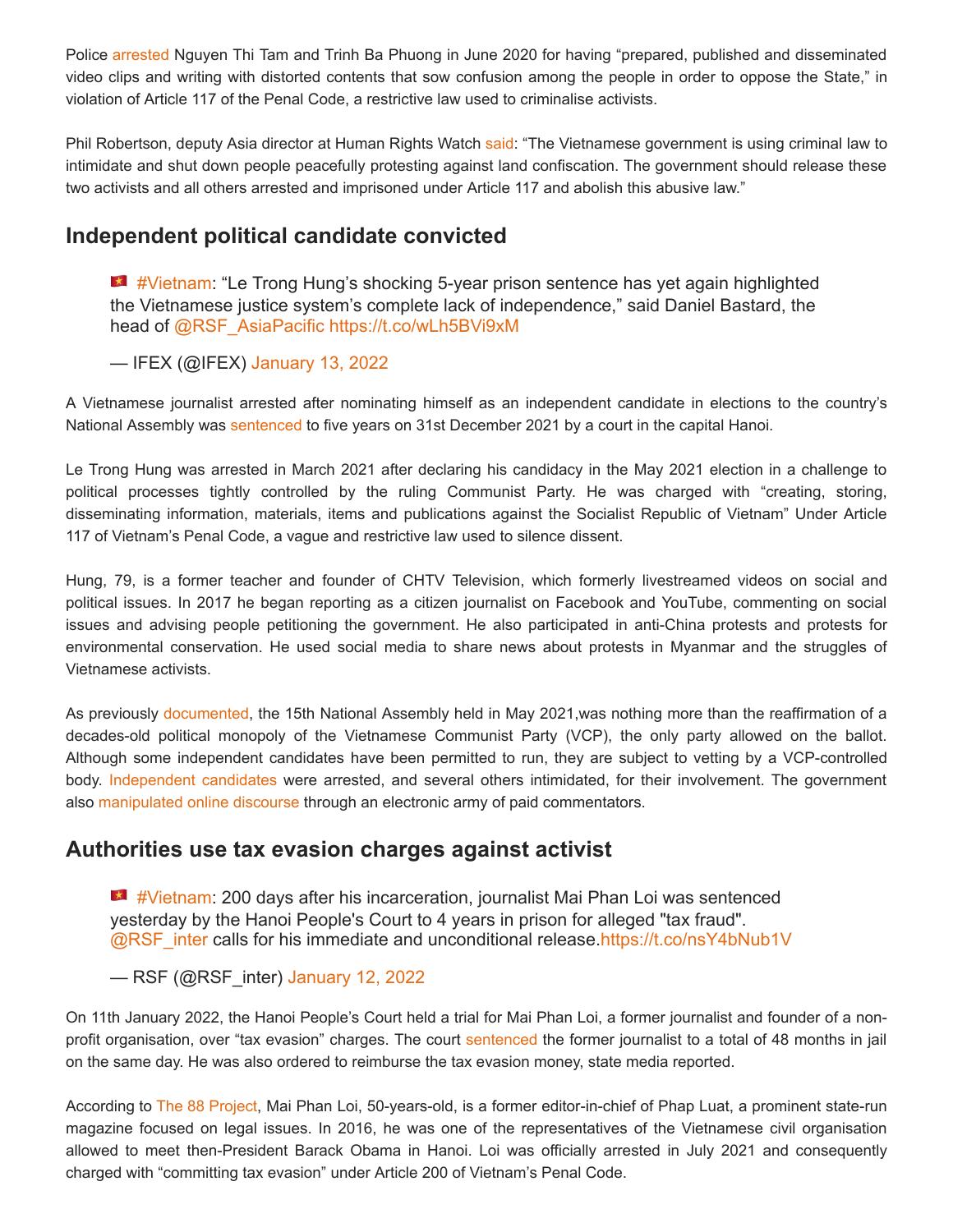Police arrested Nguyen Thi Tam and Trinh Ba Phuong in June 2020 for having "prepared, published and disseminated video clips and writing with distorted contents that sow confusion among the people in order to oppose the State," in violation of Article 117 of the Penal Code, a restrictive law used to criminalise activists.

Phil Robertson, deputy Asia director at Human Rights Watch said: "The Vietnamese government is using criminal law to intimidate and shut down people peacefully protesting against land confiscation. The government should release these two activists and all others arrested and imprisoned under Article 117 and abolish this abusive law."

## Independent political candidate convicted

> 🇻🇳 #Vietnam: "Le Trong Hung's shocking 5-year prison sentence has yet again highlighted the Vietnamese justice system's complete lack of independence," said Daniel Bastard, the head of @RSF_AsiaPacific https://t.co/wLh5BVi9xM
>
> — IFEX (@IFEX) January 13, 2022

A Vietnamese journalist arrested after nominating himself as an independent candidate in elections to the country's National Assembly was sentenced to five years on 31st December 2021 by a court in the capital Hanoi.

Le Trong Hung was arrested in March 2021 after declaring his candidacy in the May 2021 election in a challenge to political processes tightly controlled by the ruling Communist Party. He was charged with "creating, storing, disseminating information, materials, items and publications against the Socialist Republic of Vietnam" Under Article 117 of Vietnam's Penal Code, a vague and restrictive law used to silence dissent.

Hung, 79, is a former teacher and founder of CHTV Television, which formerly livestreamed videos on social and political issues. In 2017 he began reporting as a citizen journalist on Facebook and YouTube, commenting on social issues and advising people petitioning the government. He also participated in anti-China protests and protests for environmental conservation. He used social media to share news about protests in Myanmar and the struggles of Vietnamese activists.

As previously documented, the 15th National Assembly held in May 2021,was nothing more than the reaffirmation of a decades-old political monopoly of the Vietnamese Communist Party (VCP), the only party allowed on the ballot. Although some independent candidates have been permitted to run, they are subject to vetting by a VCP-controlled body. Independent candidates were arrested, and several others intimidated, for their involvement. The government also manipulated online discourse through an electronic army of paid commentators.

## Authorities use tax evasion charges against activist

> 🇻🇳 #Vietnam: 200 days after his incarceration, journalist Mai Phan Loi was sentenced yesterday by the Hanoi People's Court to 4 years in prison for alleged "tax fraud". @RSF_inter calls for his immediate and unconditional release.https://t.co/nsY4bNub1V
>
> — RSF (@RSF_inter) January 12, 2022

On 11th January 2022, the Hanoi People's Court held a trial for Mai Phan Loi, a former journalist and founder of a non-profit organisation, over "tax evasion" charges. The court sentenced the former journalist to a total of 48 months in jail on the same day. He was also ordered to reimburse the tax evasion money, state media reported.

According to The 88 Project, Mai Phan Loi, 50-years-old, is a former editor-in-chief of Phap Luat, a prominent state-run magazine focused on legal issues. In 2016, he was one of the representatives of the Vietnamese civil organisation allowed to meet then-President Barack Obama in Hanoi. Loi was officially arrested in July 2021 and consequently charged with "committing tax evasion" under Article 200 of Vietnam's Penal Code.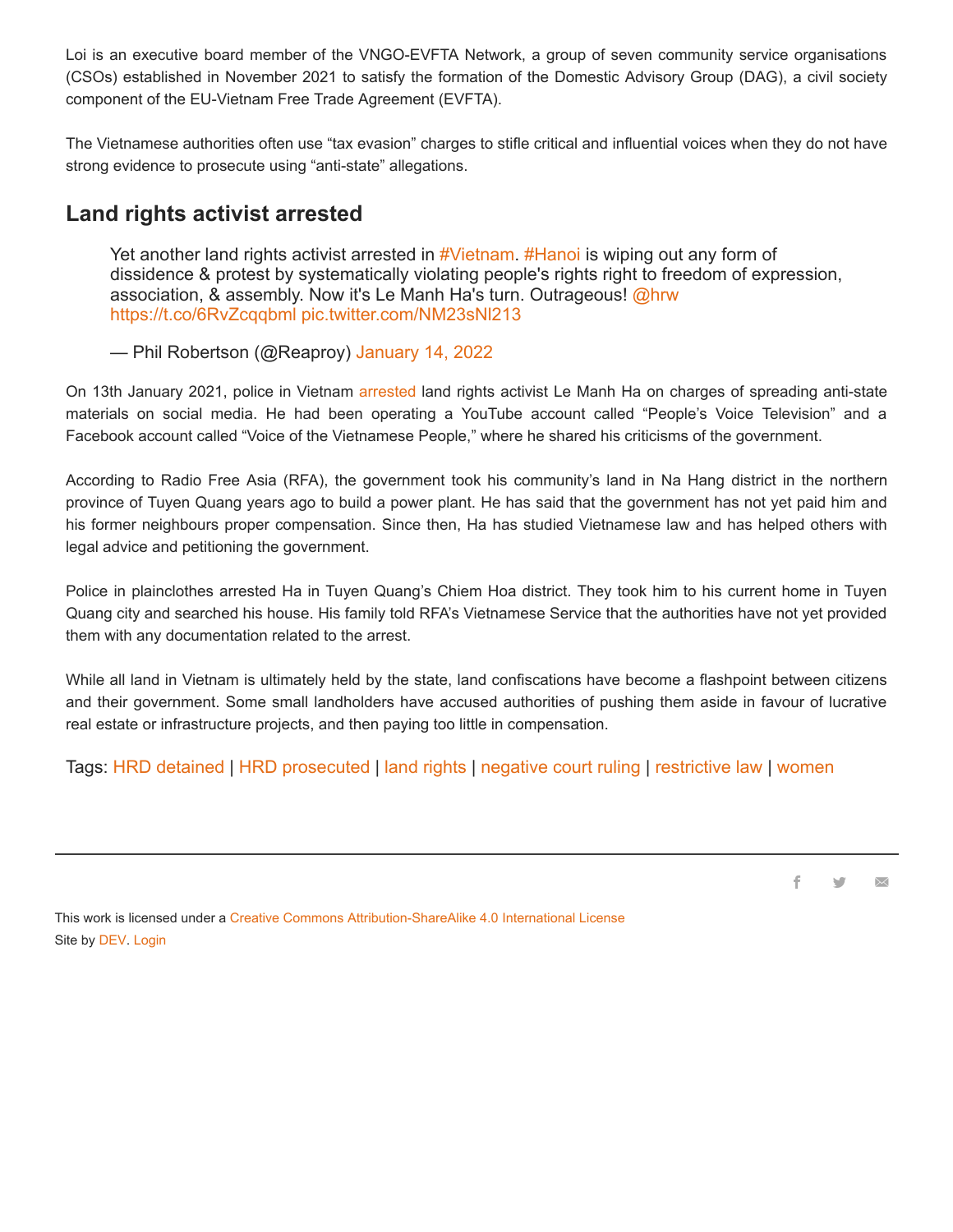Loi is an executive board member of the VNGO-EVFTA Network, a group of seven community service organisations (CSOs) established in November 2021 to satisfy the formation of the Domestic Advisory Group (DAG), a civil society component of the EU-Vietnam Free Trade Agreement (EVFTA).

The Vietnamese authorities often use "tax evasion" charges to stifle critical and influential voices when they do not have strong evidence to prosecute using "anti-state" allegations.

## Land rights activist arrested

> Yet another land rights activist arrested in #Vietnam. #Hanoi is wiping out any form of dissidence & protest by systematically violating people's rights right to freedom of expression, association, & assembly. Now it's Le Manh Ha's turn. Outrageous! @hrw https://t.co/6RvZcqqbml pic.twitter.com/NM23sNl213
>
> — Phil Robertson (@Reaproy) January 14, 2022

On 13th January 2021, police in Vietnam arrested land rights activist Le Manh Ha on charges of spreading anti-state materials on social media. He had been operating a YouTube account called "People's Voice Television" and a Facebook account called "Voice of the Vietnamese People," where he shared his criticisms of the government.

According to Radio Free Asia (RFA), the government took his community's land in Na Hang district in the northern province of Tuyen Quang years ago to build a power plant. He has said that the government has not yet paid him and his former neighbours proper compensation. Since then, Ha has studied Vietnamese law and has helped others with legal advice and petitioning the government.

Police in plainclothes arrested Ha in Tuyen Quang's Chiem Hoa district. They took him to his current home in Tuyen Quang city and searched his house. His family told RFA's Vietnamese Service that the authorities have not yet provided them with any documentation related to the arrest.

While all land in Vietnam is ultimately held by the state, land confiscations have become a flashpoint between citizens and their government. Some small landholders have accused authorities of pushing them aside in favour of lucrative real estate or infrastructure projects, and then paying too little in compensation.

Tags: HRD detained | HRD prosecuted | land rights | negative court ruling | restrictive law | women

This work is licensed under a Creative Commons Attribution-ShareAlike 4.0 International License
Site by DEV. Login